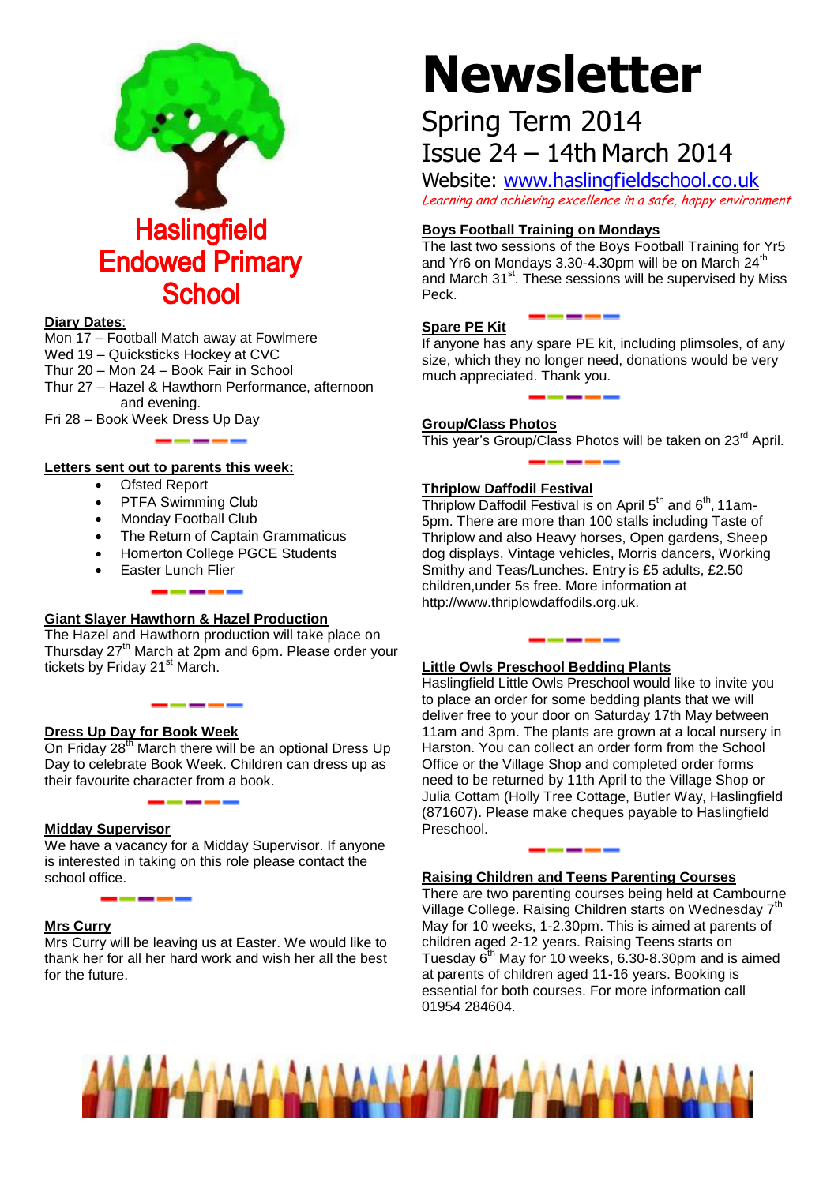# Haslingfield Endowed Primary School

# Newsletter

## Spring Term 2014

## Issue 24 – 14th March 2014

Website: www.haslingfieldschool.co.uk

*Learning and achieving excellence in a safe, happy environment*

**Diary Dates**:

Mon 17 – Football Match away at Fowlmere
Wed 19 – Quicksticks Hockey at CVC
Thur 20 – Mon 24 – Book Fair in School
Thur 27 – Hazel & Hawthorn Performance, afternoon and evening.
Fri 28 – Book Week Dress Up Day

**Letters sent out to parents this week:**

- Ofsted Report
- PTFA Swimming Club
- Monday Football Club
- The Return of Captain Grammaticus
- Homerton College PGCE Students
- Easter Lunch Flier

**Giant Slayer Hawthorn & Hazel Production**

The Hazel and Hawthorn production will take place on Thursday 27th March at 2pm and 6pm. Please order your tickets by Friday 21st March.

**Dress Up Day for Book Week**

On Friday 28th March there will be an optional Dress Up Day to celebrate Book Week. Children can dress up as their favourite character from a book.

**Midday Supervisor**

We have a vacancy for a Midday Supervisor. If anyone is interested in taking on this role please contact the school office.

**Mrs Curry**

Mrs Curry will be leaving us at Easter. We would like to thank her for all her hard work and wish her all the best for the future.

**Boys Football Training on Mondays**

The last two sessions of the Boys Football Training for Yr5 and Yr6 on Mondays 3.30-4.30pm will be on March 24th and March 31st. These sessions will be supervised by Miss Peck.

**Spare PE Kit**

If anyone has any spare PE kit, including plimsoles, of any size, which they no longer need, donations would be very much appreciated. Thank you.

**Group/Class Photos**

This year's Group/Class Photos will be taken on 23rd April.

**Thriplow Daffodil Festival**

Thriplow Daffodil Festival is on April 5th and 6th, 11am-5pm. There are more than 100 stalls including Taste of Thriplow and also Heavy horses, Open gardens, Sheep dog displays, Vintage vehicles, Morris dancers, Working Smithy and Teas/Lunches. Entry is £5 adults, £2.50 children,under 5s free. More information at http://www.thriplowdaffodils.org.uk.

**Little Owls Preschool Bedding Plants**

Haslingfield Little Owls Preschool would like to invite you to place an order for some bedding plants that we will deliver free to your door on Saturday 17th May between 11am and 3pm. The plants are grown at a local nursery in Harston. You can collect an order form from the School Office or the Village Shop and completed order forms need to be returned by 11th April to the Village Shop or Julia Cottam (Holly Tree Cottage, Butler Way, Haslingfield (871607). Please make cheques payable to Haslingfield Preschool.

**Raising Children and Teens Parenting Courses**

There are two parenting courses being held at Cambourne Village College. Raising Children starts on Wednesday 7th May for 10 weeks, 1-2.30pm. This is aimed at parents of children aged 2-12 years. Raising Teens starts on Tuesday 6th May for 10 weeks, 6.30-8.30pm and is aimed at parents of children aged 11-16 years. Booking is essential for both courses. For more information call 01954 284604.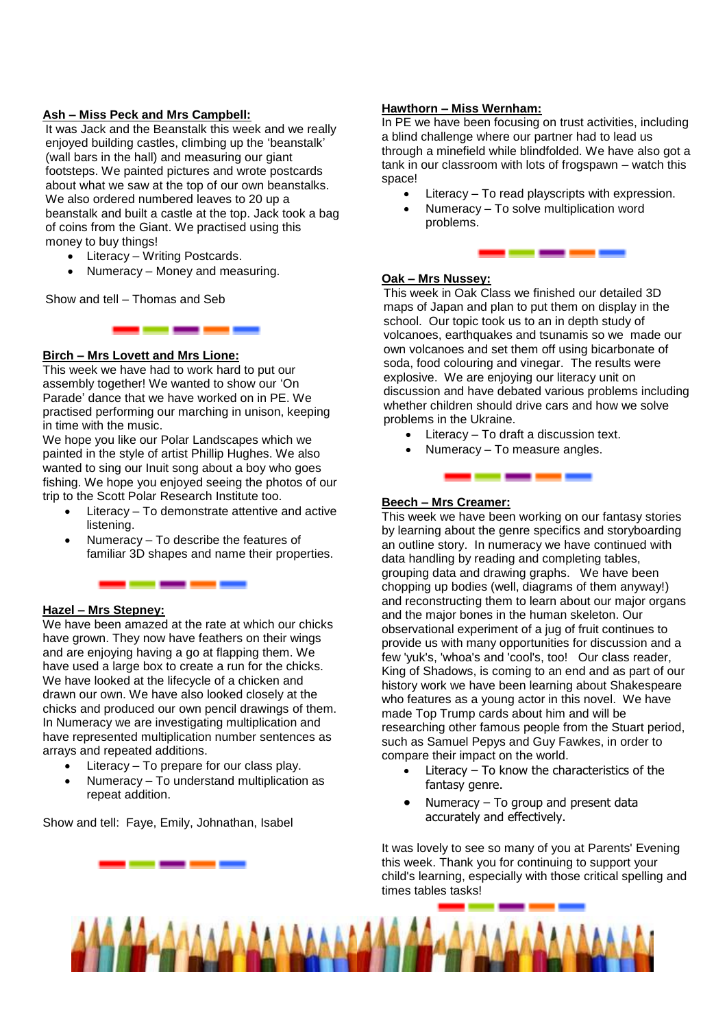### Ash – Miss Peck and Mrs Campbell:

It was Jack and the Beanstalk this week and we really enjoyed building castles, climbing up the 'beanstalk' (wall bars in the hall) and measuring our giant footsteps. We painted pictures and wrote postcards about what we saw at the top of our own beanstalks. We also ordered numbered leaves to 20 up a beanstalk and built a castle at the top. Jack took a bag of coins from the Giant. We practised using this money to buy things!

- Literacy – Writing Postcards.
- Numeracy – Money and measuring.

Show and tell – Thomas and Seb

### Birch – Mrs Lovett and Mrs Lione:

This week we have had to work hard to put our assembly together! We wanted to show our 'On Parade' dance that we have worked on in PE. We practised performing our marching in unison, keeping in time with the music.

We hope you like our Polar Landscapes which we painted in the style of artist Phillip Hughes. We also wanted to sing our Inuit song about a boy who goes fishing. We hope you enjoyed seeing the photos of our trip to the Scott Polar Research Institute too.

- Literacy – To demonstrate attentive and active listening.
- Numeracy – To describe the features of familiar 3D shapes and name their properties.

### Hazel – Mrs Stepney:

We have been amazed at the rate at which our chicks have grown. They now have feathers on their wings and are enjoying having a go at flapping them. We have used a large box to create a run for the chicks. We have looked at the lifecycle of a chicken and drawn our own. We have also looked closely at the chicks and produced our own pencil drawings of them. In Numeracy we are investigating multiplication and have represented multiplication number sentences as arrays and repeated additions.

- Literacy – To prepare for our class play.
- Numeracy – To understand multiplication as repeat addition.

Show and tell: Faye, Emily, Johnathan, Isabel

### Hawthorn – Miss Wernham:

In PE we have been focusing on trust activities, including a blind challenge where our partner had to lead us through a minefield while blindfolded. We have also got a tank in our classroom with lots of frogspawn – watch this space!

- Literacy – To read playscripts with expression.
- Numeracy – To solve multiplication word problems.

### Oak – Mrs Nussey:

This week in Oak Class we finished our detailed 3D maps of Japan and plan to put them on display in the school. Our topic took us to an in depth study of volcanoes, earthquakes and tsunamis so we made our own volcanoes and set them off using bicarbonate of soda, food colouring and vinegar. The results were explosive. We are enjoying our literacy unit on discussion and have debated various problems including whether children should drive cars and how we solve problems in the Ukraine.

- Literacy – To draft a discussion text.
- Numeracy – To measure angles.

### Beech – Mrs Creamer:

This week we have been working on our fantasy stories by learning about the genre specifics and storyboarding an outline story. In numeracy we have continued with data handling by reading and completing tables, grouping data and drawing graphs. We have been chopping up bodies (well, diagrams of them anyway!) and reconstructing them to learn about our major organs and the major bones in the human skeleton. Our observational experiment of a jug of fruit continues to provide us with many opportunities for discussion and a few 'yuk's, 'whoa's and 'cool's, too! Our class reader, King of Shadows, is coming to an end and as part of our history work we have been learning about Shakespeare who features as a young actor in this novel. We have made Top Trump cards about him and will be researching other famous people from the Stuart period, such as Samuel Pepys and Guy Fawkes, in order to compare their impact on the world.

- Literacy – To know the characteristics of the fantasy genre.
- Numeracy – To group and present data accurately and effectively.

It was lovely to see so many of you at Parents' Evening this week. Thank you for continuing to support your child's learning, especially with those critical spelling and times tables tasks!